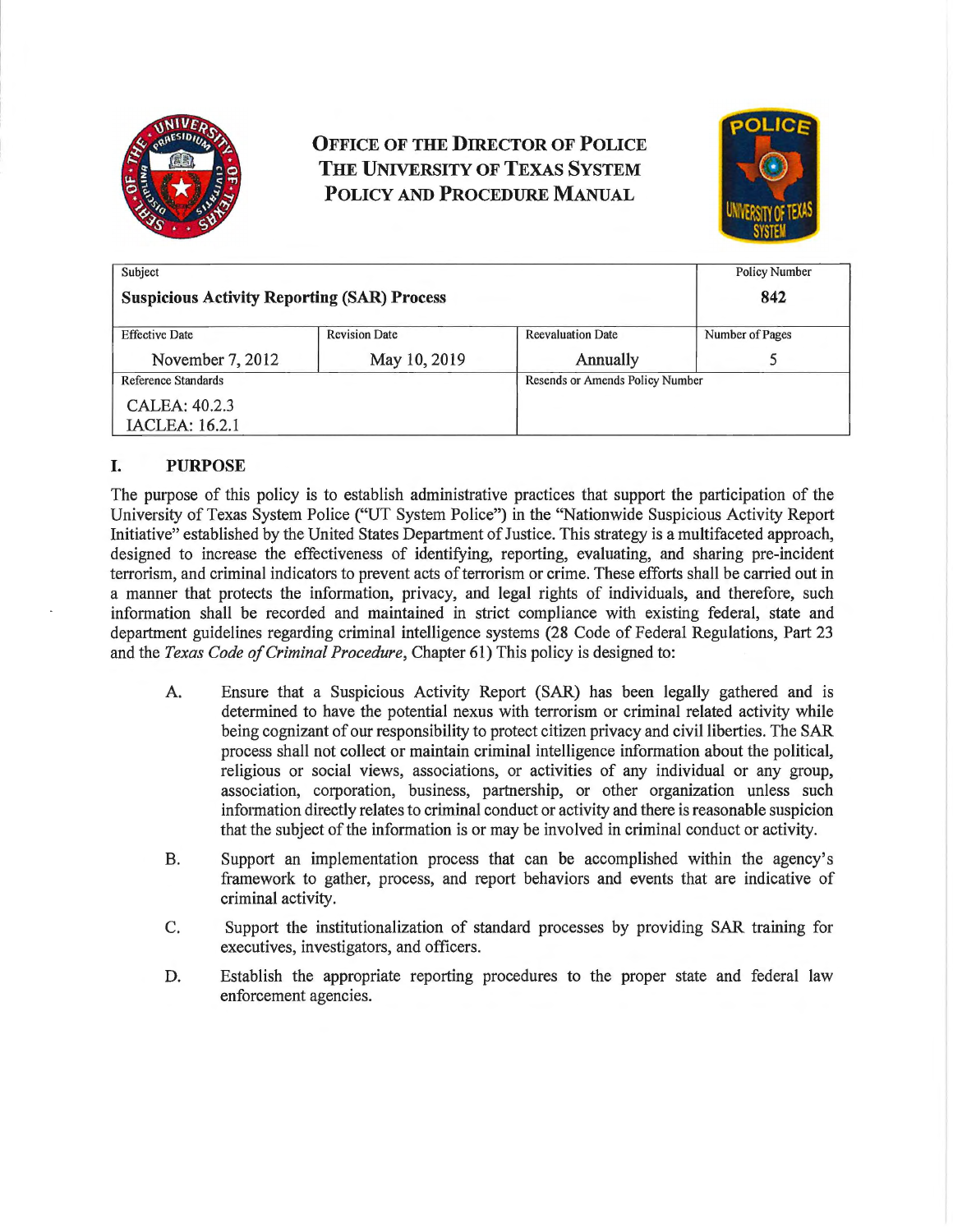# OFFICE OF THE DIRECTOR OF POLICE
# THE UNIVERSITY OF TEXAS SYSTEM
# POLICY AND PROCEDURE MANUAL

| Subject | | | Policy Number |
|---|---|---|---|
| **Suspicious Activity Reporting (SAR) Process** | | | **842** |
| Effective Date | Revision Date | Reevaluation Date | Number of Pages |
| November 7, 2012 | May 10, 2019 | Annually | 5 |
| Reference Standards | | Rescinds or Amends Policy Number | |
| CALEA: 40.2.3<br>IACLEA: 16.2.1 | | | |

## I. PURPOSE

The purpose of this policy is to establish administrative practices that support the participation of the University of Texas System Police ("UT System Police") in the "Nationwide Suspicious Activity Report Initiative" established by the United States Department of Justice. This strategy is a multifaceted approach, designed to increase the effectiveness of identifying, reporting, evaluating, and sharing pre-incident terrorism, and criminal indicators to prevent acts of terrorism or crime. These efforts shall be carried out in a manner that protects the information, privacy, and legal rights of individuals, and therefore, such information shall be recorded and maintained in strict compliance with existing federal, state and department guidelines regarding criminal intelligence systems (28 Code of Federal Regulations, Part 23 and the *Texas Code of Criminal Procedure*, Chapter 61) This policy is designed to:

A. Ensure that a Suspicious Activity Report (SAR) has been legally gathered and is determined to have the potential nexus with terrorism or criminal related activity while being cognizant of our responsibility to protect citizen privacy and civil liberties. The SAR process shall not collect or maintain criminal intelligence information about the political, religious or social views, associations, or activities of any individual or any group, association, corporation, business, partnership, or other organization unless such information directly relates to criminal conduct or activity and there is reasonable suspicion that the subject of the information is or may be involved in criminal conduct or activity.

B. Support an implementation process that can be accomplished within the agency's framework to gather, process, and report behaviors and events that are indicative of criminal activity.

C. Support the institutionalization of standard processes by providing SAR training for executives, investigators, and officers.

D. Establish the appropriate reporting procedures to the proper state and federal law enforcement agencies.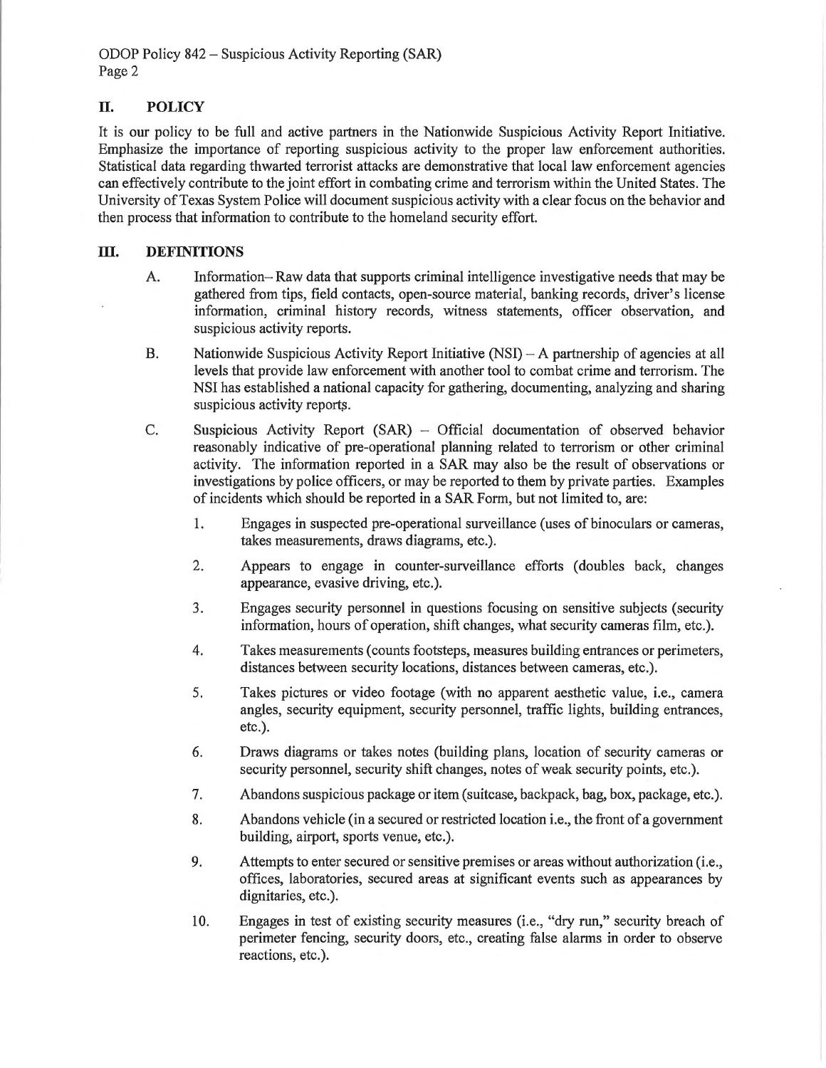## II. POLICY

It is our policy to be full and active partners in the Nationwide Suspicious Activity Report Initiative. Emphasize the importance of reporting suspicious activity to the proper law enforcement authorities. Statistical data regarding thwarted terrorist attacks are demonstrative that local law enforcement agencies can effectively contribute to the joint effort in combating crime and terrorism within the United States. The University of Texas System Police will document suspicious activity with a clear focus on the behavior and then process that information to contribute to the homeland security effort.

## III. DEFINITIONS

A. Information– Raw data that supports criminal intelligence investigative needs that may be gathered from tips, field contacts, open-source material, banking records, driver's license information, criminal history records, witness statements, officer observation, and suspicious activity reports.

B. Nationwide Suspicious Activity Report Initiative (NSI) – A partnership of agencies at all levels that provide law enforcement with another tool to combat crime and terrorism. The NSI has established a national capacity for gathering, documenting, analyzing and sharing suspicious activity reports.

C. Suspicious Activity Report (SAR) – Official documentation of observed behavior reasonably indicative of pre-operational planning related to terrorism or other criminal activity. The information reported in a SAR may also be the result of observations or investigations by police officers, or may be reported to them by private parties. Examples of incidents which should be reported in a SAR Form, but not limited to, are:

1. Engages in suspected pre-operational surveillance (uses of binoculars or cameras, takes measurements, draws diagrams, etc.).
2. Appears to engage in counter-surveillance efforts (doubles back, changes appearance, evasive driving, etc.).
3. Engages security personnel in questions focusing on sensitive subjects (security information, hours of operation, shift changes, what security cameras film, etc.).
4. Takes measurements (counts footsteps, measures building entrances or perimeters, distances between security locations, distances between cameras, etc.).
5. Takes pictures or video footage (with no apparent aesthetic value, i.e., camera angles, security equipment, security personnel, traffic lights, building entrances, etc.).
6. Draws diagrams or takes notes (building plans, location of security cameras or security personnel, security shift changes, notes of weak security points, etc.).
7. Abandons suspicious package or item (suitcase, backpack, bag, box, package, etc.).
8. Abandons vehicle (in a secured or restricted location i.e., the front of a government building, airport, sports venue, etc.).
9. Attempts to enter secured or sensitive premises or areas without authorization (i.e., offices, laboratories, secured areas at significant events such as appearances by dignitaries, etc.).
10. Engages in test of existing security measures (i.e., "dry run," security breach of perimeter fencing, security doors, etc., creating false alarms in order to observe reactions, etc.).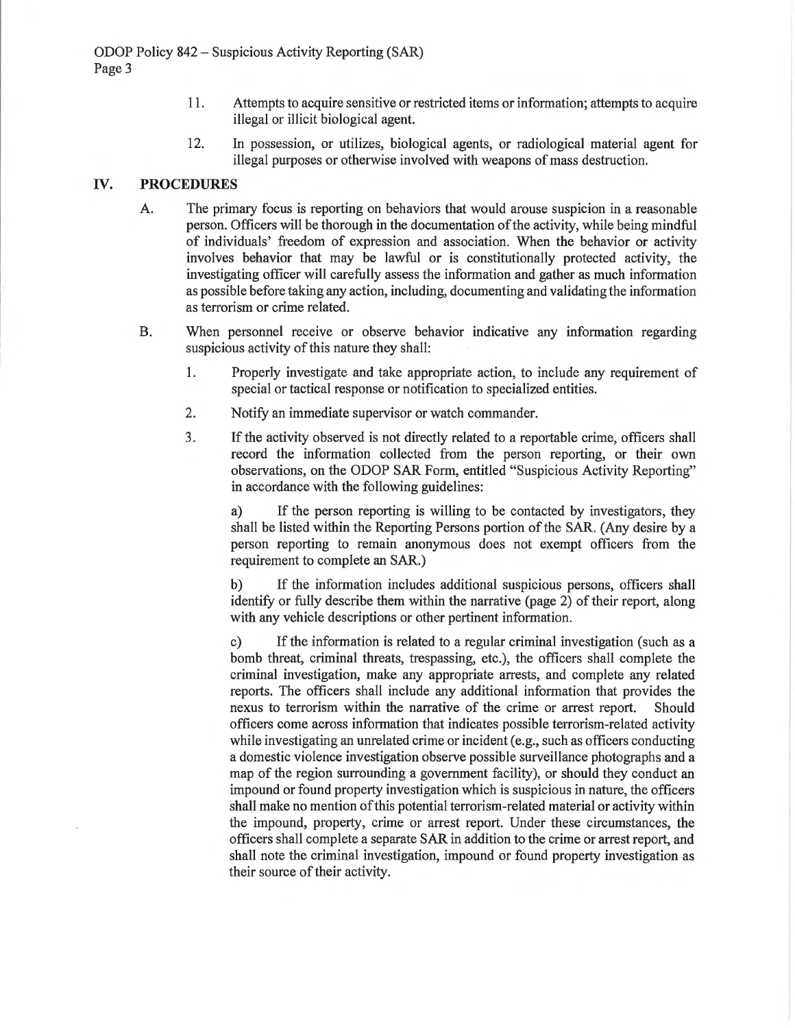11. Attempts to acquire sensitive or restricted items or information; attempts to acquire illegal or illicit biological agent.

12. In possession, or utilizes, biological agents, or radiological material agent for illegal purposes or otherwise involved with weapons of mass destruction.

## IV. PROCEDURES

A. The primary focus is reporting on behaviors that would arouse suspicion in a reasonable person. Officers will be thorough in the documentation of the activity, while being mindful of individuals' freedom of expression and association. When the behavior or activity involves behavior that may be lawful or is constitutionally protected activity, the investigating officer will carefully assess the information and gather as much information as possible before taking any action, including, documenting and validating the information as terrorism or crime related.

B. When personnel receive or observe behavior indicative any information regarding suspicious activity of this nature they shall:

1. Properly investigate and take appropriate action, to include any requirement of special or tactical response or notification to specialized entities.

2. Notify an immediate supervisor or watch commander.

3. If the activity observed is not directly related to a reportable crime, officers shall record the information collected from the person reporting, or their own observations, on the ODOP SAR Form, entitled "Suspicious Activity Reporting" in accordance with the following guidelines:

   a) If the person reporting is willing to be contacted by investigators, they shall be listed within the Reporting Persons portion of the SAR. (Any desire by a person reporting to remain anonymous does not exempt officers from the requirement to complete an SAR.)

   b) If the information includes additional suspicious persons, officers shall identify or fully describe them within the narrative (page 2) of their report, along with any vehicle descriptions or other pertinent information.

   c) If the information is related to a regular criminal investigation (such as a bomb threat, criminal threats, trespassing, etc.), the officers shall complete the criminal investigation, make any appropriate arrests, and complete any related reports. The officers shall include any additional information that provides the nexus to terrorism within the narrative of the crime or arrest report. Should officers come across information that indicates possible terrorism-related activity while investigating an unrelated crime or incident (e.g., such as officers conducting a domestic violence investigation observe possible surveillance photographs and a map of the region surrounding a government facility), or should they conduct an impound or found property investigation which is suspicious in nature, the officers shall make no mention of this potential terrorism-related material or activity within the impound, property, crime or arrest report. Under these circumstances, the officers shall complete a separate SAR in addition to the crime or arrest report, and shall note the criminal investigation, impound or found property investigation as their source of their activity.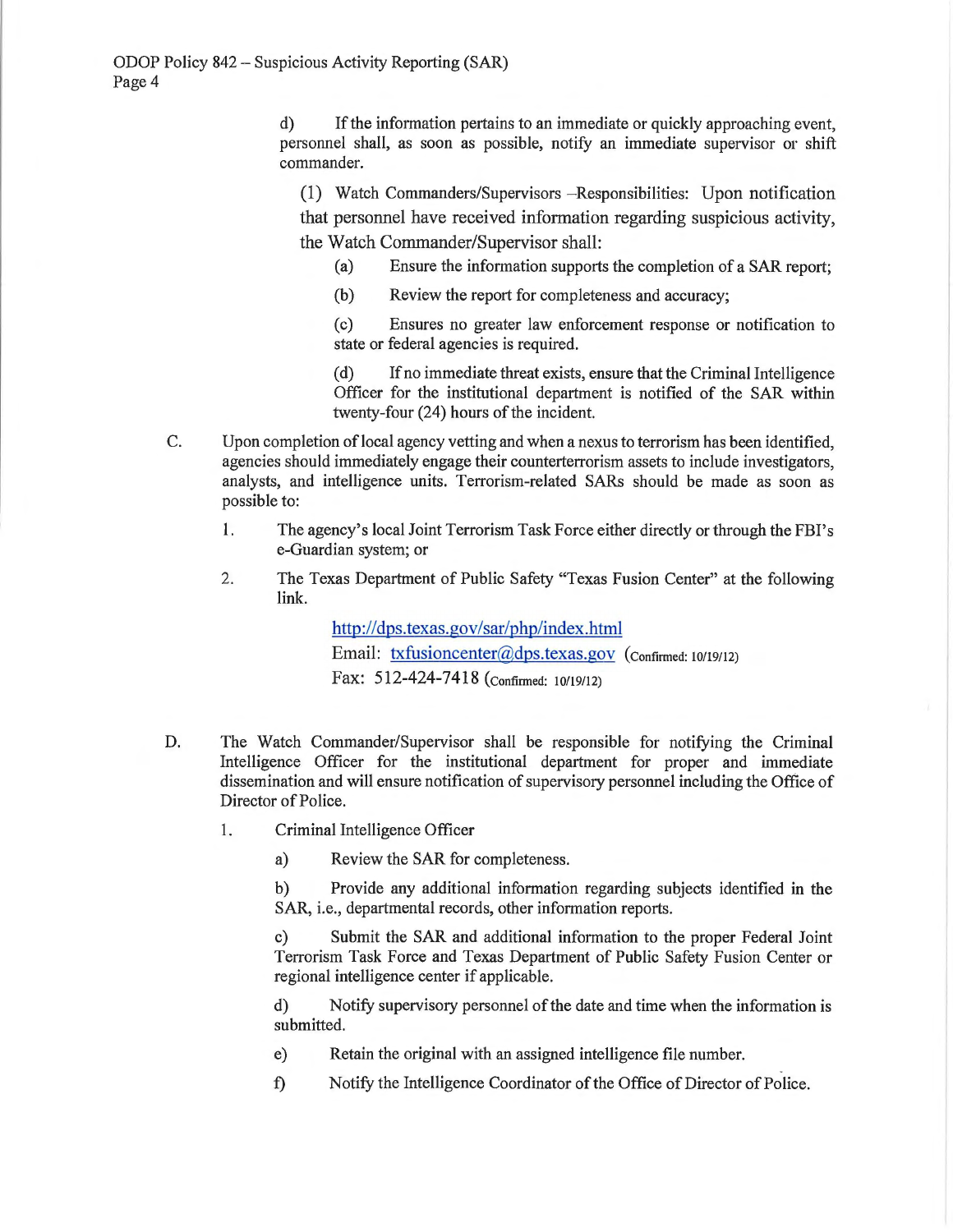d) If the information pertains to an immediate or quickly approaching event, personnel shall, as soon as possible, notify an immediate supervisor or shift commander.

(1) Watch Commanders/Supervisors –Responsibilities: Upon notification that personnel have received information regarding suspicious activity, the Watch Commander/Supervisor shall:

(a) Ensure the information supports the completion of a SAR report;

(b) Review the report for completeness and accuracy;

(c) Ensures no greater law enforcement response or notification to state or federal agencies is required.

(d) If no immediate threat exists, ensure that the Criminal Intelligence Officer for the institutional department is notified of the SAR within twenty-four (24) hours of the incident.

C. Upon completion of local agency vetting and when a nexus to terrorism has been identified, agencies should immediately engage their counterterrorism assets to include investigators, analysts, and intelligence units. Terrorism-related SARs should be made as soon as possible to:

1. The agency's local Joint Terrorism Task Force either directly or through the FBI's e-Guardian system; or

2. The Texas Department of Public Safety "Texas Fusion Center" at the following link.

   http://dps.texas.gov/sar/php/index.html
   Email: txfusioncenter@dps.texas.gov (Confirmed: 10/19/12)
   Fax: 512-424-7418 (Confirmed: 10/19/12)

D. The Watch Commander/Supervisor shall be responsible for notifying the Criminal Intelligence Officer for the institutional department for proper and immediate dissemination and will ensure notification of supervisory personnel including the Office of Director of Police.

1. Criminal Intelligence Officer

   a) Review the SAR for completeness.

   b) Provide any additional information regarding subjects identified in the SAR, i.e., departmental records, other information reports.

   c) Submit the SAR and additional information to the proper Federal Joint Terrorism Task Force and Texas Department of Public Safety Fusion Center or regional intelligence center if applicable.

   d) Notify supervisory personnel of the date and time when the information is submitted.

   e) Retain the original with an assigned intelligence file number.

   f) Notify the Intelligence Coordinator of the Office of Director of Police.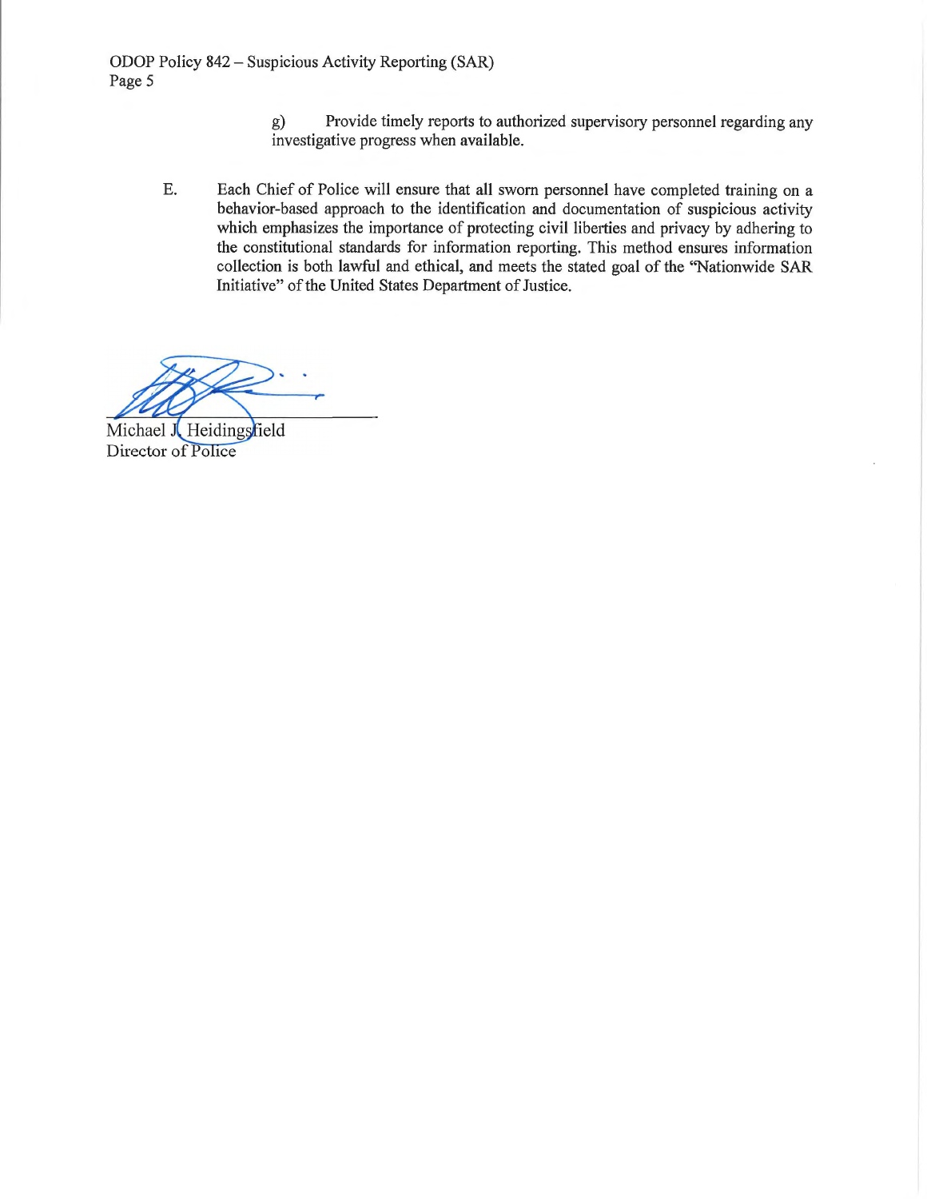g) Provide timely reports to authorized supervisory personnel regarding any investigative progress when available.

E. Each Chief of Police will ensure that all sworn personnel have completed training on a behavior-based approach to the identification and documentation of suspicious activity which emphasizes the importance of protecting civil liberties and privacy by adhering to the constitutional standards for information reporting. This method ensures information collection is both lawful and ethical, and meets the stated goal of the "Nationwide SAR Initiative" of the United States Department of Justice.

Michael J. Heidingsfield
Director of Police